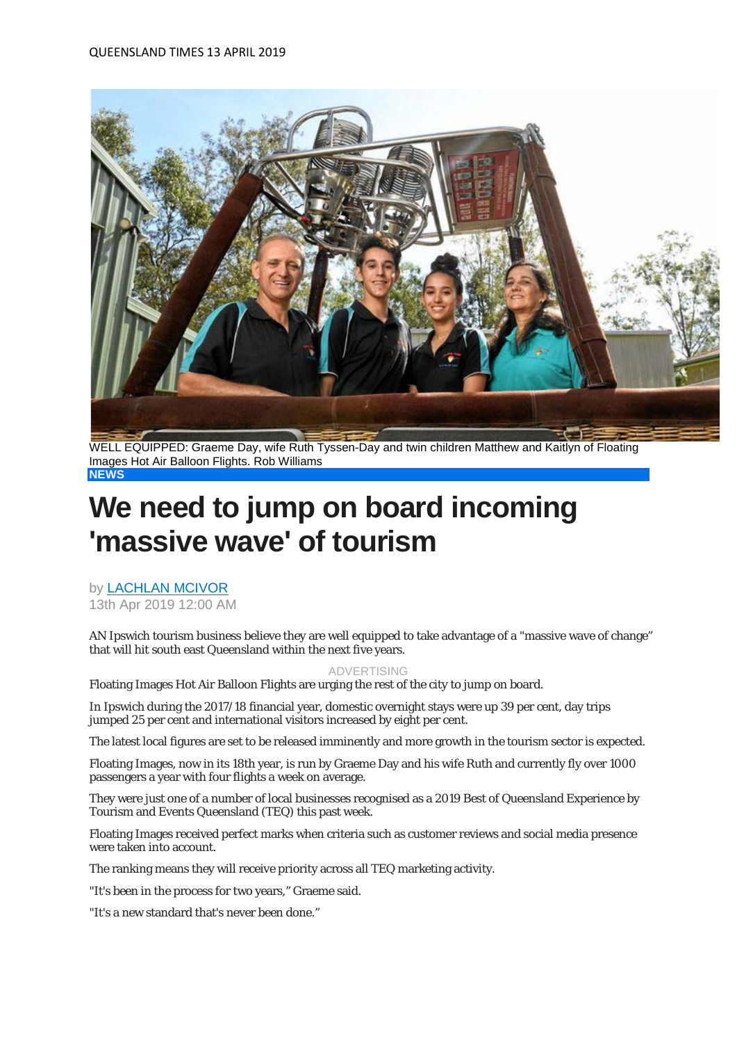QUEENSLAND TIMES 13 APRIL 2019

WELL EQUIPPED: Graeme Day, wife Ruth Tyssen-Day and twin children Matthew and Kaitlyn of Floating Images Hot Air Balloon Flights. Rob Williams

**NEWS**

# We need to jump on board incoming 'massive wave' of tourism

by LACHLAN MCIVOR

13th Apr 2019 12:00 AM

AN Ipswich tourism business believe they are well equipped to take advantage of a "massive wave of change" that will hit south east Queensland within the next five years.

Floating Images Hot Air Balloon Flights are urging the rest of the city to jump on board.

In Ipswich during the 2017/18 financial year, domestic overnight stays were up 39 per cent, day trips jumped 25 per cent and international visitors increased by eight per cent.

The latest local figures are set to be released imminently and more growth in the tourism sector is expected.

Floating Images, now in its 18th year, is run by Graeme Day and his wife Ruth and currently fly over 1000 passengers a year with four flights a week on average.

They were just one of a number of local businesses recognised as a 2019 Best of Queensland Experience by Tourism and Events Queensland (TEQ) this past week.

Floating Images received perfect marks when criteria such as customer reviews and social media presence were taken into account.

The ranking means they will receive priority across all TEQ marketing activity.

"It's been in the process for two years," Graeme said.

"It's a new standard that's never been done."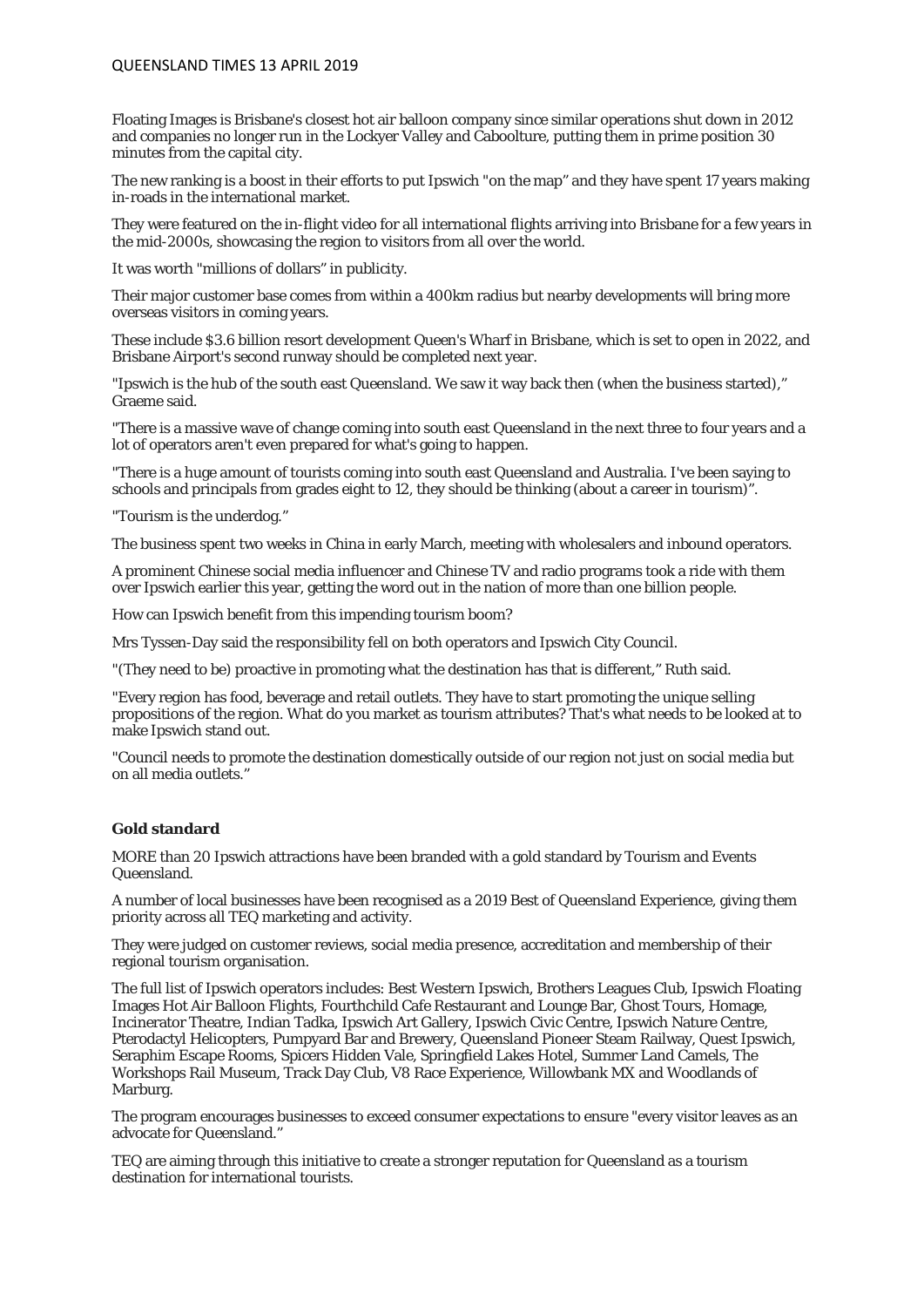Floating Images is Brisbane's closest hot air balloon company since similar operations shut down in 2012 and companies no longer run in the Lockyer Valley and Caboolture, putting them in prime position 30 minutes from the capital city.

The new ranking is a boost in their efforts to put Ipswich "on the map" and they have spent 17 years making in-roads in the international market.

They were featured on the in-flight video for all international flights arriving into Brisbane for a few years in the mid-2000s, showcasing the region to visitors from all over the world.

It was worth "millions of dollars" in publicity.

Their major customer base comes from within a 400km radius but nearby developments will bring more overseas visitors in coming years.

These include $3.6 billion resort development Queen's Wharf in Brisbane, which is set to open in 2022, and Brisbane Airport's second runway should be completed next year.

"Ipswich is the hub of the south east Queensland. We saw it way back then (when the business started)," Graeme said.

"There is a massive wave of change coming into south east Queensland in the next three to four years and a lot of operators aren't even prepared for what's going to happen.

"There is a huge amount of tourists coming into south east Queensland and Australia. I've been saying to schools and principals from grades eight to 12, they should be thinking (about a career in tourism)".

"Tourism is the underdog."

The business spent two weeks in China in early March, meeting with wholesalers and inbound operators.

A prominent Chinese social media influencer and Chinese TV and radio programs took a ride with them over Ipswich earlier this year, getting the word out in the nation of more than one billion people.

How can Ipswich benefit from this impending tourism boom?

Mrs Tyssen-Day said the responsibility fell on both operators and Ipswich City Council.

"(They need to be) proactive in promoting what the destination has that is different," Ruth said.

"Every region has food, beverage and retail outlets. They have to start promoting the unique selling propositions of the region. What do you market as tourism attributes? That's what needs to be looked at to make Ipswich stand out.

"Council needs to promote the destination domestically outside of our region not just on social media but on all media outlets."

**Gold standard**

MORE than 20 Ipswich attractions have been branded with a gold standard by Tourism and Events Queensland.

A number of local businesses have been recognised as a 2019 Best of Queensland Experience, giving them priority across all TEQ marketing and activity.

They were judged on customer reviews, social media presence, accreditation and membership of their regional tourism organisation.

The full list of Ipswich operators includes: Best Western Ipswich, Brothers Leagues Club, Ipswich Floating Images Hot Air Balloon Flights, Fourthchild Cafe Restaurant and Lounge Bar, Ghost Tours, Homage, Incinerator Theatre, Indian Tadka, Ipswich Art Gallery, Ipswich Civic Centre, Ipswich Nature Centre, Pterodactyl Helicopters, Pumpyard Bar and Brewery, Queensland Pioneer Steam Railway, Quest Ipswich, Seraphim Escape Rooms, Spicers Hidden Vale, Springfield Lakes Hotel, Summer Land Camels, The Workshops Rail Museum, Track Day Club, V8 Race Experience, Willowbank MX and Woodlands of Marburg.

The program encourages businesses to exceed consumer expectations to ensure "every visitor leaves as an advocate for Queensland."

TEQ are aiming through this initiative to create a stronger reputation for Queensland as a tourism destination for international tourists.